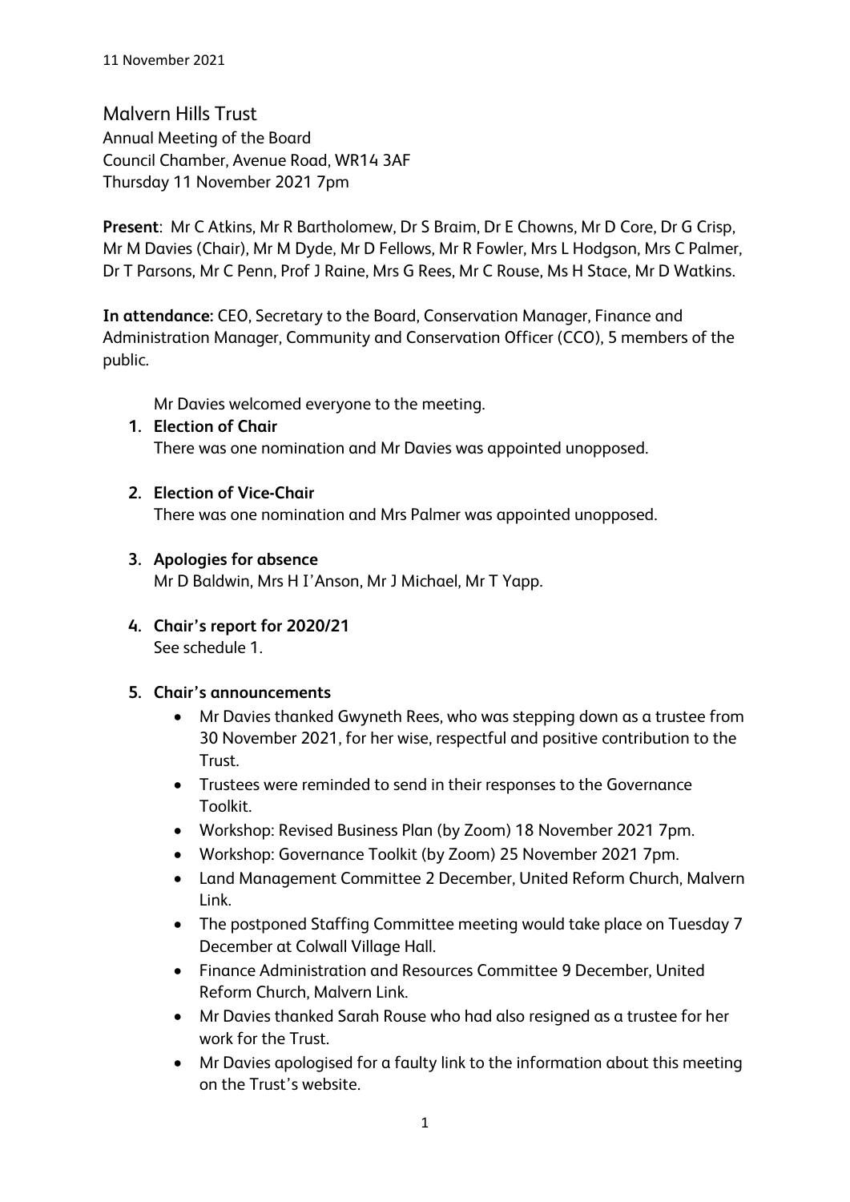11 November 2021

# Malvern Hills Trust

Annual Meeting of the Board
Council Chamber, Avenue Road, WR14 3AF
Thursday 11 November 2021 7pm

**Present**: Mr C Atkins, Mr R Bartholomew, Dr S Braim, Dr E Chowns, Mr D Core, Dr G Crisp, Mr M Davies (Chair), Mr M Dyde, Mr D Fellows, Mr R Fowler, Mrs L Hodgson, Mrs C Palmer, Dr T Parsons, Mr C Penn, Prof J Raine, Mrs G Rees, Mr C Rouse, Ms H Stace, Mr D Watkins.

**In attendance:** CEO, Secretary to the Board, Conservation Manager, Finance and Administration Manager, Community and Conservation Officer (CCO), 5 members of the public.

Mr Davies welcomed everyone to the meeting.

1. **Election of Chair**
   There was one nomination and Mr Davies was appointed unopposed.

2. **Election of Vice-Chair**
   There was one nomination and Mrs Palmer was appointed unopposed.

3. **Apologies for absence**
   Mr D Baldwin, Mrs H I'Anson, Mr J Michael, Mr T Yapp.

4. **Chair's report for 2020/21**
   See schedule 1.

5. **Chair's announcements**
   - Mr Davies thanked Gwyneth Rees, who was stepping down as a trustee from 30 November 2021, for her wise, respectful and positive contribution to the Trust.
   - Trustees were reminded to send in their responses to the Governance Toolkit.
   - Workshop: Revised Business Plan (by Zoom) 18 November 2021 7pm.
   - Workshop: Governance Toolkit (by Zoom) 25 November 2021 7pm.
   - Land Management Committee 2 December, United Reform Church, Malvern Link.
   - The postponed Staffing Committee meeting would take place on Tuesday 7 December at Colwall Village Hall.
   - Finance Administration and Resources Committee 9 December, United Reform Church, Malvern Link.
   - Mr Davies thanked Sarah Rouse who had also resigned as a trustee for her work for the Trust.
   - Mr Davies apologised for a faulty link to the information about this meeting on the Trust's website.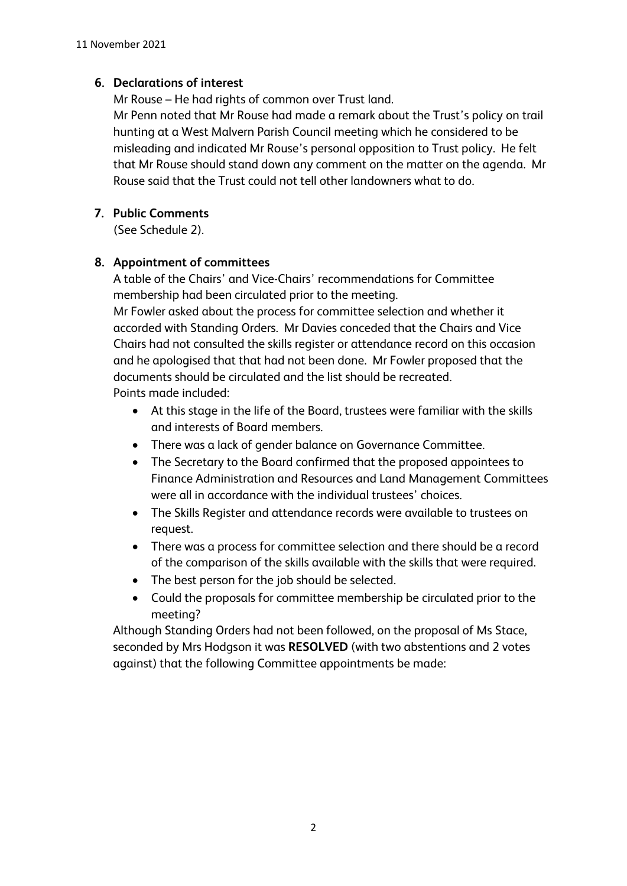## 6. Declarations of interest

Mr Rouse – He had rights of common over Trust land.

Mr Penn noted that Mr Rouse had made a remark about the Trust's policy on trail hunting at a West Malvern Parish Council meeting which he considered to be misleading and indicated Mr Rouse's personal opposition to Trust policy. He felt that Mr Rouse should stand down any comment on the matter on the agenda. Mr Rouse said that the Trust could not tell other landowners what to do.

## 7. Public Comments

(See Schedule 2).

## 8. Appointment of committees

A table of the Chairs' and Vice-Chairs' recommendations for Committee membership had been circulated prior to the meeting.

Mr Fowler asked about the process for committee selection and whether it accorded with Standing Orders. Mr Davies conceded that the Chairs and Vice Chairs had not consulted the skills register or attendance record on this occasion and he apologised that that had not been done. Mr Fowler proposed that the documents should be circulated and the list should be recreated.

Points made included:

- At this stage in the life of the Board, trustees were familiar with the skills and interests of Board members.
- There was a lack of gender balance on Governance Committee.
- The Secretary to the Board confirmed that the proposed appointees to Finance Administration and Resources and Land Management Committees were all in accordance with the individual trustees' choices.
- The Skills Register and attendance records were available to trustees on request.
- There was a process for committee selection and there should be a record of the comparison of the skills available with the skills that were required.
- The best person for the job should be selected.
- Could the proposals for committee membership be circulated prior to the meeting?

Although Standing Orders had not been followed, on the proposal of Ms Stace, seconded by Mrs Hodgson it was **RESOLVED** (with two abstentions and 2 votes against) that the following Committee appointments be made: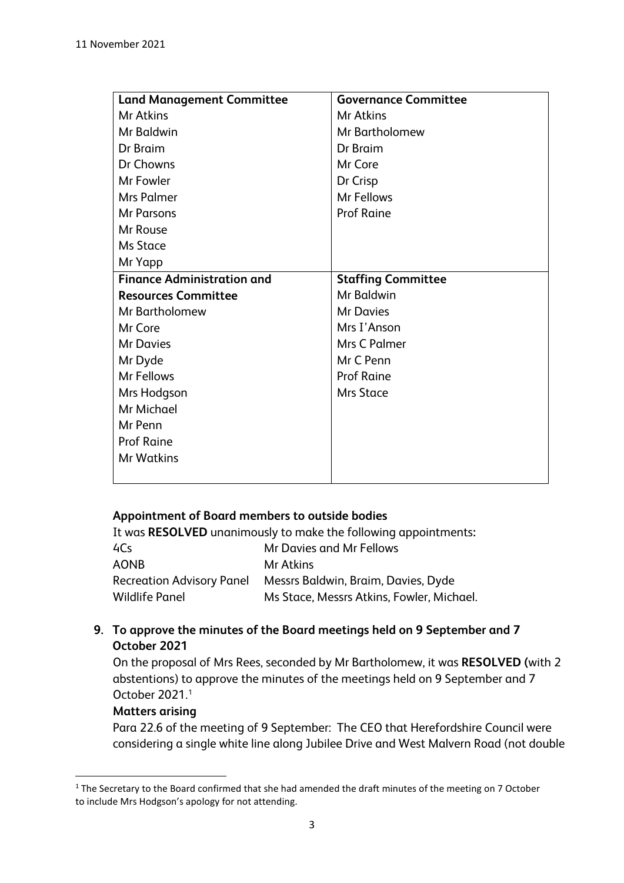| Land Management Committee | Governance Committee |
|---|---|
| Mr Atkins | Mr Atkins |
| Mr Baldwin | Mr Bartholomew |
| Dr Braim | Dr Braim |
| Dr Chowns | Mr Core |
| Mr Fowler | Dr Crisp |
| Mrs Palmer | Mr Fellows |
| Mr Parsons | Prof Raine |
| Mr Rouse | |
| Ms Stace | |
| Mr Yapp | |
| **Finance Administration and Resources Committee** | **Staffing Committee** |
| Mr Bartholomew | Mr Baldwin |
| Mr Core | Mr Davies |
| Mr Davies | Mrs I'Anson |
| Mr Dyde | Mrs C Palmer |
| Mr Fellows | Mr C Penn |
| Mrs Hodgson | Prof Raine |
| Mr Michael | Mrs Stace |
| Mr Penn | |
| Prof Raine | |
| Mr Watkins | |

**Appointment of Board members to outside bodies**

It was **RESOLVED** unanimously to make the following appointments:

| | |
|---|---|
| 4Cs | Mr Davies and Mr Fellows |
| AONB | Mr Atkins |
| Recreation Advisory Panel | Messrs Baldwin, Braim, Davies, Dyde |
| Wildlife Panel | Ms Stace, Messrs Atkins, Fowler, Michael. |

**9. To approve the minutes of the Board meetings held on 9 September and 7 October 2021**

On the proposal of Mrs Rees, seconded by Mr Bartholomew, it was **RESOLVED (**with 2 abstentions) to approve the minutes of the meetings held on 9 September and 7 October 2021.[1]

**Matters arising**

Para 22.6 of the meeting of 9 September: The CEO that Herefordshire Council were considering a single white line along Jubilee Drive and West Malvern Road (not double

[1] The Secretary to the Board confirmed that she had amended the draft minutes of the meeting on 7 October to include Mrs Hodgson's apology for not attending.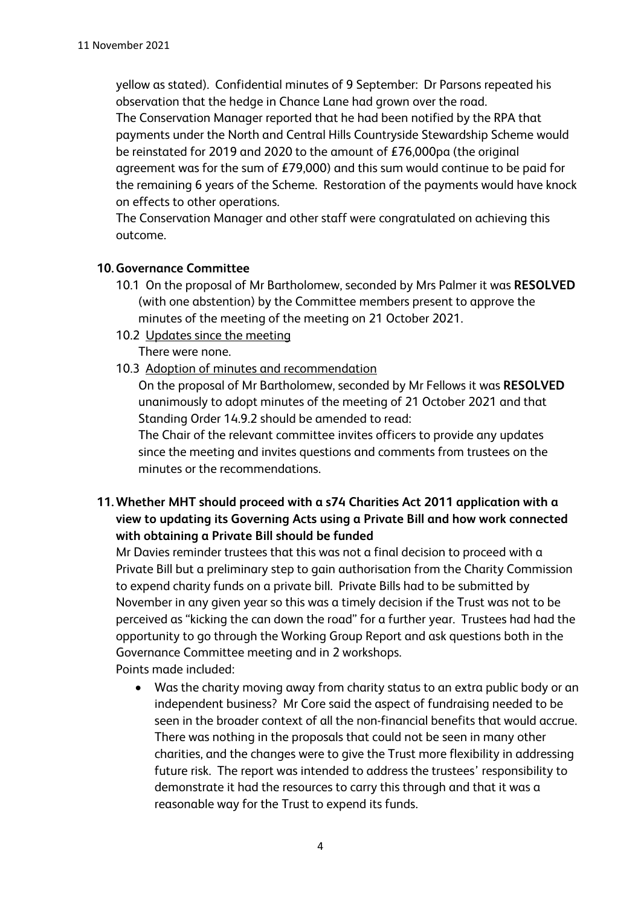yellow as stated). Confidential minutes of 9 September: Dr Parsons repeated his observation that the hedge in Chance Lane had grown over the road.
The Conservation Manager reported that he had been notified by the RPA that payments under the North and Central Hills Countryside Stewardship Scheme would be reinstated for 2019 and 2020 to the amount of £76,000pa (the original agreement was for the sum of £79,000) and this sum would continue to be paid for the remaining 6 years of the Scheme. Restoration of the payments would have knock on effects to other operations.
The Conservation Manager and other staff were congratulated on achieving this outcome.

**10. Governance Committee**

10.1 On the proposal of Mr Bartholomew, seconded by Mrs Palmer it was **RESOLVED** (with one abstention) by the Committee members present to approve the minutes of the meeting of the meeting on 21 October 2021.

10.2 Updates since the meeting

There were none.

10.3 Adoption of minutes and recommendation

On the proposal of Mr Bartholomew, seconded by Mr Fellows it was **RESOLVED** unanimously to adopt minutes of the meeting of 21 October 2021 and that Standing Order 14.9.2 should be amended to read:

The Chair of the relevant committee invites officers to provide any updates since the meeting and invites questions and comments from trustees on the minutes or the recommendations.

**11. Whether MHT should proceed with a s74 Charities Act 2011 application with a view to updating its Governing Acts using a Private Bill and how work connected with obtaining a Private Bill should be funded**

Mr Davies reminder trustees that this was not a final decision to proceed with a Private Bill but a preliminary step to gain authorisation from the Charity Commission to expend charity funds on a private bill. Private Bills had to be submitted by November in any given year so this was a timely decision if the Trust was not to be perceived as "kicking the can down the road" for a further year. Trustees had had the opportunity to go through the Working Group Report and ask questions both in the Governance Committee meeting and in 2 workshops.
Points made included:

- Was the charity moving away from charity status to an extra public body or an independent business? Mr Core said the aspect of fundraising needed to be seen in the broader context of all the non-financial benefits that would accrue. There was nothing in the proposals that could not be seen in many other charities, and the changes were to give the Trust more flexibility in addressing future risk. The report was intended to address the trustees' responsibility to demonstrate it had the resources to carry this through and that it was a reasonable way for the Trust to expend its funds.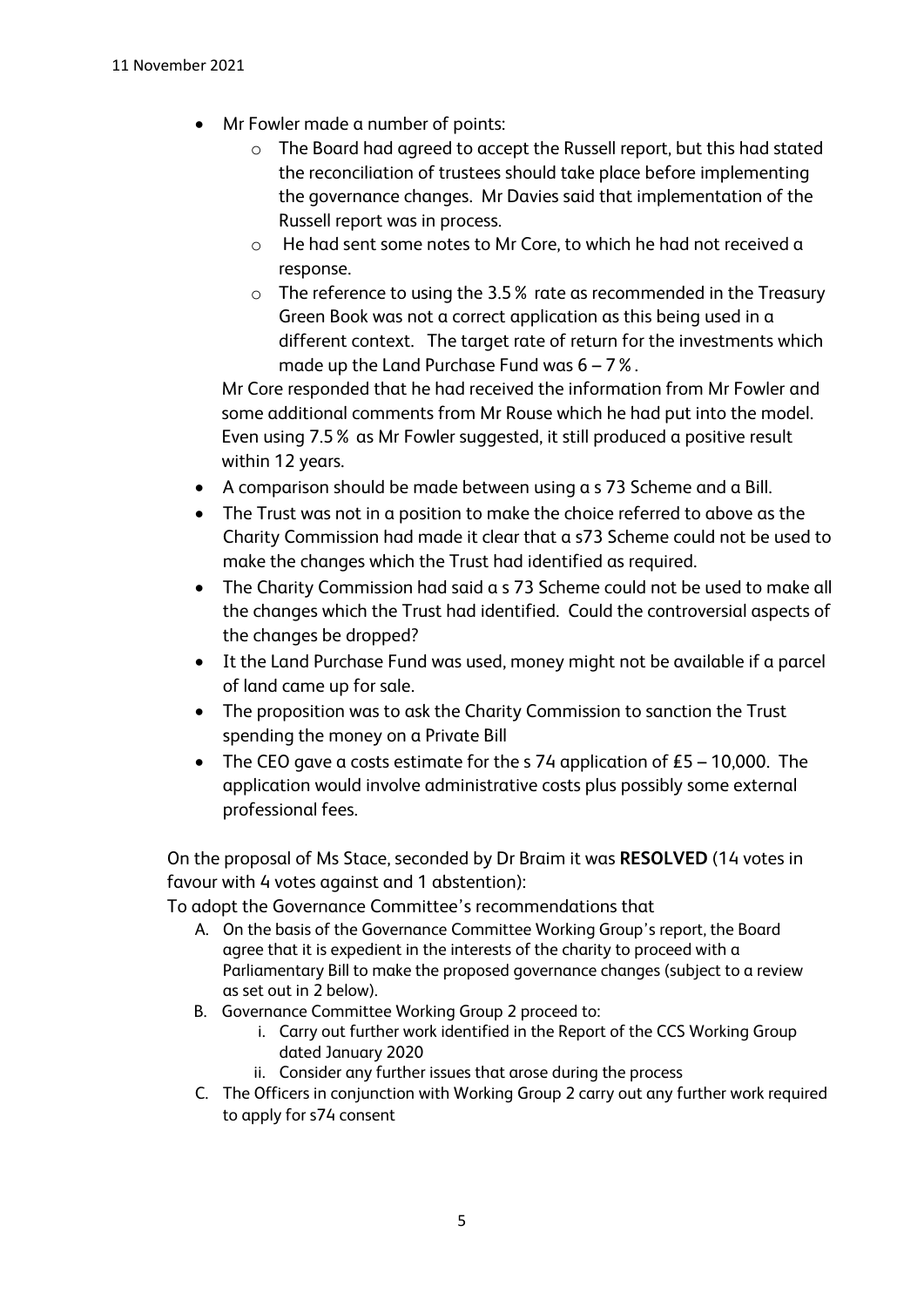- Mr Fowler made a number of points:
    - The Board had agreed to accept the Russell report, but this had stated the reconciliation of trustees should take place before implementing the governance changes. Mr Davies said that implementation of the Russell report was in process.
    - He had sent some notes to Mr Core, to which he had not received a response.
    - The reference to using the 3.5% rate as recommended in the Treasury Green Book was not a correct application as this being used in a different context. The target rate of return for the investments which made up the Land Purchase Fund was 6 – 7%.

  Mr Core responded that he had received the information from Mr Fowler and some additional comments from Mr Rouse which he had put into the model. Even using 7.5% as Mr Fowler suggested, it still produced a positive result within 12 years.
- A comparison should be made between using a s 73 Scheme and a Bill.
- The Trust was not in a position to make the choice referred to above as the Charity Commission had made it clear that a s73 Scheme could not be used to make the changes which the Trust had identified as required.
- The Charity Commission had said a s 73 Scheme could not be used to make all the changes which the Trust had identified. Could the controversial aspects of the changes be dropped?
- It the Land Purchase Fund was used, money might not be available if a parcel of land came up for sale.
- The proposition was to ask the Charity Commission to sanction the Trust spending the money on a Private Bill
- The CEO gave a costs estimate for the s 74 application of £5 – 10,000. The application would involve administrative costs plus possibly some external professional fees.

On the proposal of Ms Stace, seconded by Dr Braim it was **RESOLVED** (14 votes in favour with 4 votes against and 1 abstention):

To adopt the Governance Committee's recommendations that

A. On the basis of the Governance Committee Working Group's report, the Board agree that it is expedient in the interests of the charity to proceed with a Parliamentary Bill to make the proposed governance changes (subject to a review as set out in 2 below).
B. Governance Committee Working Group 2 proceed to:
    i. Carry out further work identified in the Report of the CCS Working Group dated January 2020
    ii. Consider any further issues that arose during the process
C. The Officers in conjunction with Working Group 2 carry out any further work required to apply for s74 consent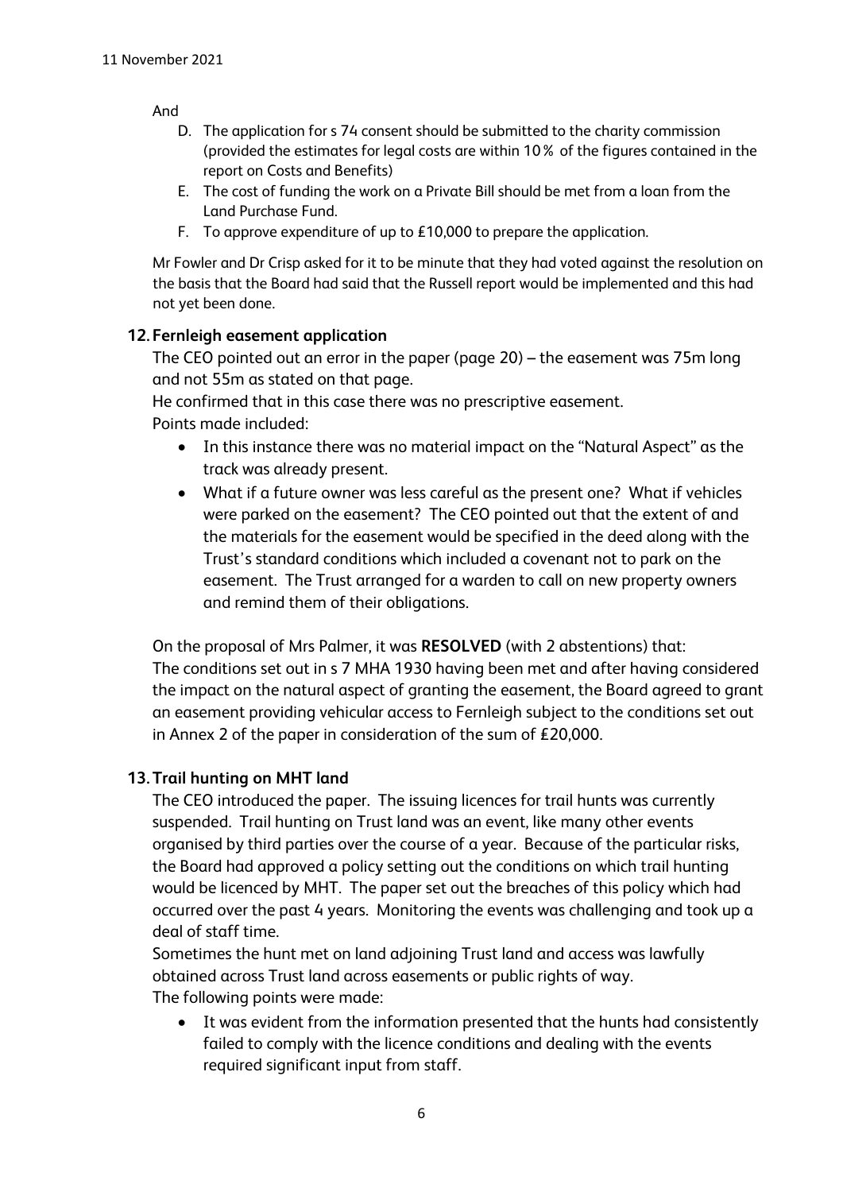And

D. The application for s 74 consent should be submitted to the charity commission (provided the estimates for legal costs are within 10% of the figures contained in the report on Costs and Benefits)
E. The cost of funding the work on a Private Bill should be met from a loan from the Land Purchase Fund.
F. To approve expenditure of up to £10,000 to prepare the application.

Mr Fowler and Dr Crisp asked for it to be minute that they had voted against the resolution on the basis that the Board had said that the Russell report would be implemented and this had not yet been done.

## 12. Fernleigh easement application

The CEO pointed out an error in the paper (page 20) – the easement was 75m long and not 55m as stated on that page.

He confirmed that in this case there was no prescriptive easement.

Points made included:

- In this instance there was no material impact on the "Natural Aspect" as the track was already present.
- What if a future owner was less careful as the present one? What if vehicles were parked on the easement? The CEO pointed out that the extent of and the materials for the easement would be specified in the deed along with the Trust's standard conditions which included a covenant not to park on the easement. The Trust arranged for a warden to call on new property owners and remind them of their obligations.

On the proposal of Mrs Palmer, it was **RESOLVED** (with 2 abstentions) that:
The conditions set out in s 7 MHA 1930 having been met and after having considered the impact on the natural aspect of granting the easement, the Board agreed to grant an easement providing vehicular access to Fernleigh subject to the conditions set out in Annex 2 of the paper in consideration of the sum of £20,000.

## 13. Trail hunting on MHT land

The CEO introduced the paper. The issuing licences for trail hunts was currently suspended. Trail hunting on Trust land was an event, like many other events organised by third parties over the course of a year. Because of the particular risks, the Board had approved a policy setting out the conditions on which trail hunting would be licenced by MHT. The paper set out the breaches of this policy which had occurred over the past 4 years. Monitoring the events was challenging and took up a deal of staff time.

Sometimes the hunt met on land adjoining Trust land and access was lawfully obtained across Trust land across easements or public rights of way.

The following points were made:

- It was evident from the information presented that the hunts had consistently failed to comply with the licence conditions and dealing with the events required significant input from staff.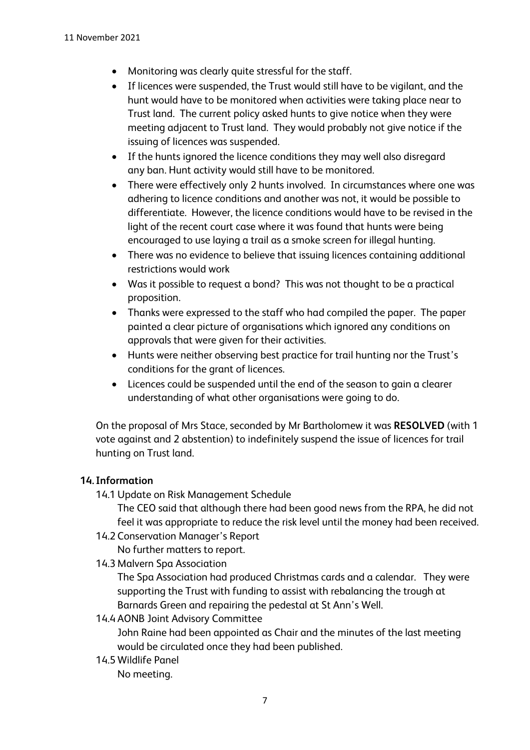- Monitoring was clearly quite stressful for the staff.
- If licences were suspended, the Trust would still have to be vigilant, and the hunt would have to be monitored when activities were taking place near to Trust land. The current policy asked hunts to give notice when they were meeting adjacent to Trust land. They would probably not give notice if the issuing of licences was suspended.
- If the hunts ignored the licence conditions they may well also disregard any ban. Hunt activity would still have to be monitored.
- There were effectively only 2 hunts involved. In circumstances where one was adhering to licence conditions and another was not, it would be possible to differentiate. However, the licence conditions would have to be revised in the light of the recent court case where it was found that hunts were being encouraged to use laying a trail as a smoke screen for illegal hunting.
- There was no evidence to believe that issuing licences containing additional restrictions would work
- Was it possible to request a bond? This was not thought to be a practical proposition.
- Thanks were expressed to the staff who had compiled the paper. The paper painted a clear picture of organisations which ignored any conditions on approvals that were given for their activities.
- Hunts were neither observing best practice for trail hunting nor the Trust's conditions for the grant of licences.
- Licences could be suspended until the end of the season to gain a clearer understanding of what other organisations were going to do.

On the proposal of Mrs Stace, seconded by Mr Bartholomew it was **RESOLVED** (with 1 vote against and 2 abstention) to indefinitely suspend the issue of licences for trail hunting on Trust land.

## 14. Information

14.1 Update on Risk Management Schedule

The CEO said that although there had been good news from the RPA, he did not feel it was appropriate to reduce the risk level until the money had been received.

14.2 Conservation Manager's Report

No further matters to report.

14.3 Malvern Spa Association

The Spa Association had produced Christmas cards and a calendar. They were supporting the Trust with funding to assist with rebalancing the trough at Barnards Green and repairing the pedestal at St Ann's Well.

14.4 AONB Joint Advisory Committee

John Raine had been appointed as Chair and the minutes of the last meeting would be circulated once they had been published.

14.5 Wildlife Panel

No meeting.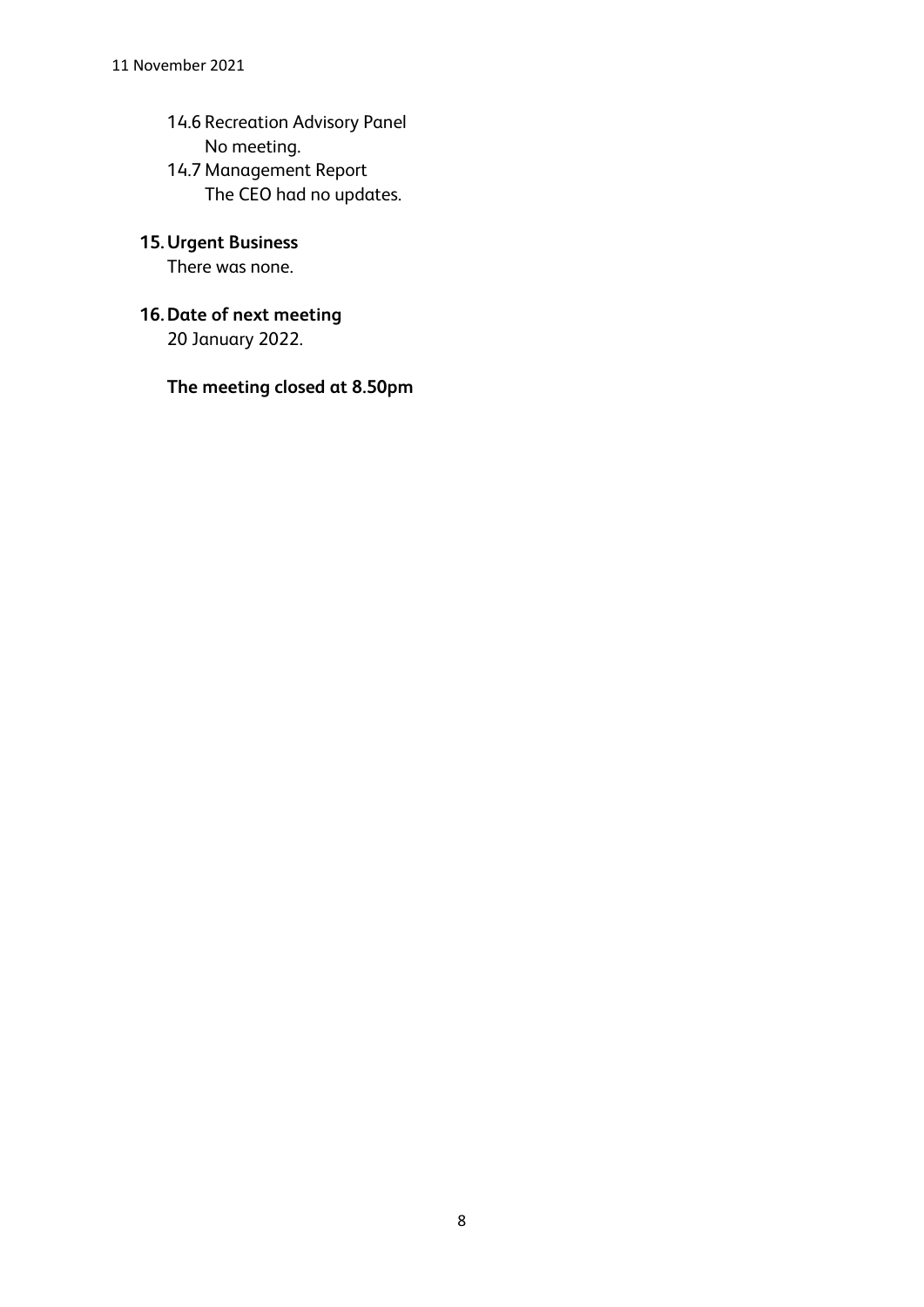14.6 Recreation Advisory Panel
No meeting.

14.7 Management Report
The CEO had no updates.

**15. Urgent Business**

There was none.

**16. Date of next meeting**

20 January 2022.

**The meeting closed at 8.50pm**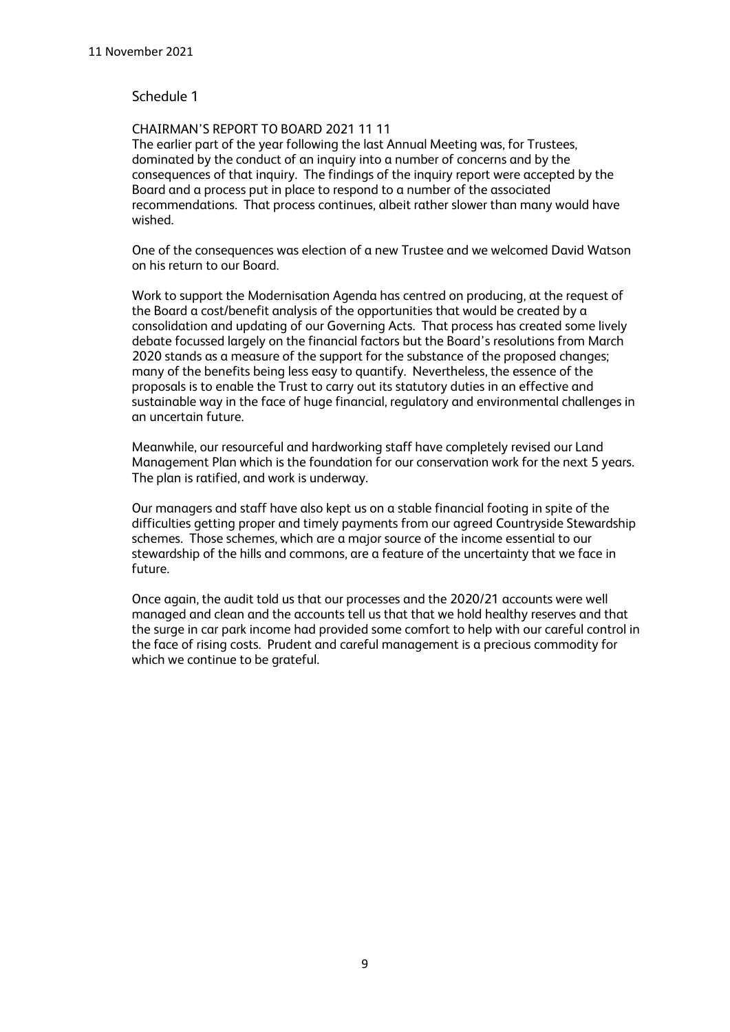## Schedule 1

CHAIRMAN'S REPORT TO BOARD 2021 11 11

The earlier part of the year following the last Annual Meeting was, for Trustees, dominated by the conduct of an inquiry into a number of concerns and by the consequences of that inquiry. The findings of the inquiry report were accepted by the Board and a process put in place to respond to a number of the associated recommendations. That process continues, albeit rather slower than many would have wished.

One of the consequences was election of a new Trustee and we welcomed David Watson on his return to our Board.

Work to support the Modernisation Agenda has centred on producing, at the request of the Board a cost/benefit analysis of the opportunities that would be created by a consolidation and updating of our Governing Acts. That process has created some lively debate focussed largely on the financial factors but the Board's resolutions from March 2020 stands as a measure of the support for the substance of the proposed changes; many of the benefits being less easy to quantify. Nevertheless, the essence of the proposals is to enable the Trust to carry out its statutory duties in an effective and sustainable way in the face of huge financial, regulatory and environmental challenges in an uncertain future.

Meanwhile, our resourceful and hardworking staff have completely revised our Land Management Plan which is the foundation for our conservation work for the next 5 years. The plan is ratified, and work is underway.

Our managers and staff have also kept us on a stable financial footing in spite of the difficulties getting proper and timely payments from our agreed Countryside Stewardship schemes. Those schemes, which are a major source of the income essential to our stewardship of the hills and commons, are a feature of the uncertainty that we face in future.

Once again, the audit told us that our processes and the 2020/21 accounts were well managed and clean and the accounts tell us that that we hold healthy reserves and that the surge in car park income had provided some comfort to help with our careful control in the face of rising costs. Prudent and careful management is a precious commodity for which we continue to be grateful.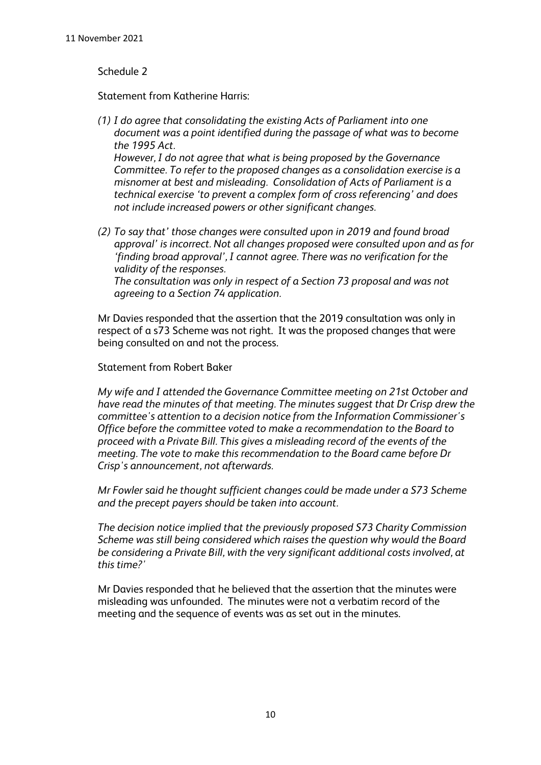Schedule 2

Statement from Katherine Harris:

*(1) I do agree that consolidating the existing Acts of Parliament into one document was a point identified during the passage of what was to become the 1995 Act.*
*However, I do not agree that what is being proposed by the Governance Committee. To refer to the proposed changes as a consolidation exercise is a misnomer at best and misleading. Consolidation of Acts of Parliament is a technical exercise 'to prevent a complex form of cross referencing' and does not include increased powers or other significant changes.*

*(2) To say that' those changes were consulted upon in 2019 and found broad approval' is incorrect. Not all changes proposed were consulted upon and as for 'finding broad approval', I cannot agree. There was no verification for the validity of the responses.*
*The consultation was only in respect of a Section 73 proposal and was not agreeing to a Section 74 application.*

Mr Davies responded that the assertion that the 2019 consultation was only in respect of a s73 Scheme was not right. It was the proposed changes that were being consulted on and not the process.

Statement from Robert Baker

*My wife and I attended the Governance Committee meeting on 21st October and have read the minutes of that meeting. The minutes suggest that Dr Crisp drew the committee's attention to a decision notice from the Information Commissioner's Office before the committee voted to make a recommendation to the Board to proceed with a Private Bill. This gives a misleading record of the events of the meeting. The vote to make this recommendation to the Board came before Dr Crisp's announcement, not afterwards.*

*Mr Fowler said he thought sufficient changes could be made under a S73 Scheme and the precept payers should be taken into account.*

*The decision notice implied that the previously proposed S73 Charity Commission Scheme was still being considered which raises the question why would the Board be considering a Private Bill, with the very significant additional costs involved, at this time?'*

Mr Davies responded that he believed that the assertion that the minutes were misleading was unfounded. The minutes were not a verbatim record of the meeting and the sequence of events was as set out in the minutes.